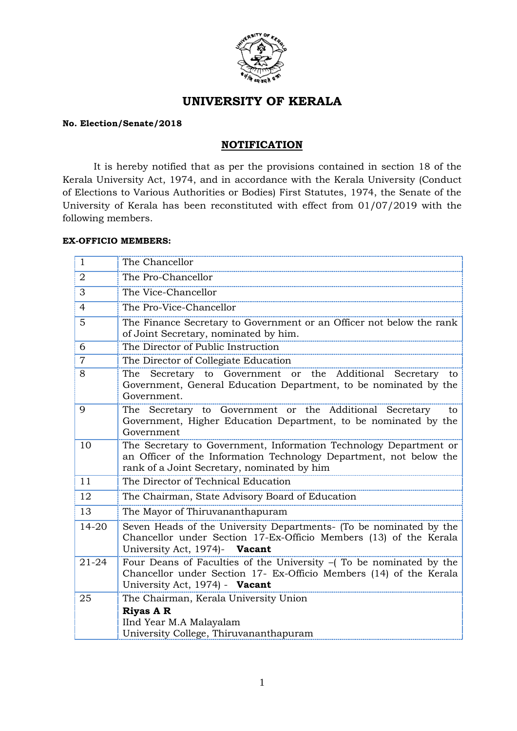# UNIVERSITY OF KERALA

**No. Election/Senate/2018**

## NOTIFICATION

It is hereby notified that as per the provisions contained in section 18 of the Kerala University Act, 1974, and in accordance with the Kerala University (Conduct of Elections to Various Authorities or Bodies) First Statutes, 1974, the Senate of the University of Kerala has been reconstituted with effect from 01/07/2019 with the following members.

**EX-OFFICIO MEMBERS:**

| | |
|---|---|
| 1 | The Chancellor |
| 2 | The Pro-Chancellor |
| 3 | The Vice-Chancellor |
| 4 | The Pro-Vice-Chancellor |
| 5 | The Finance Secretary to Government or an Officer not below the rank of Joint Secretary, nominated by him. |
| 6 | The Director of Public Instruction |
| 7 | The Director of Collegiate Education |
| 8 | The Secretary to Government or the Additional Secretary to Government, General Education Department, to be nominated by the Government. |
| 9 | The Secretary to Government or the Additional Secretary to Government, Higher Education Department, to be nominated by the Government |
| 10 | The Secretary to Government, Information Technology Department or an Officer of the Information Technology Department, not below the rank of a Joint Secretary, nominated by him |
| 11 | The Director of Technical Education |
| 12 | The Chairman, State Advisory Board of Education |
| 13 | The Mayor of Thiruvananthapuram |
| 14-20 | Seven Heads of the University Departments- (To be nominated by the Chancellor under Section 17-Ex-Officio Members (13) of the Kerala University Act, 1974)- **Vacant** |
| 21-24 | Four Deans of Faculties of the University –( To be nominated by the Chancellor under Section 17- Ex-Officio Members (14) of the Kerala University Act, 1974) - **Vacant** |
| 25 | The Chairman, Kerala University Union<br>**Riyas A R**<br>IInd Year M.A Malayalam<br>University College, Thiruvananthapuram |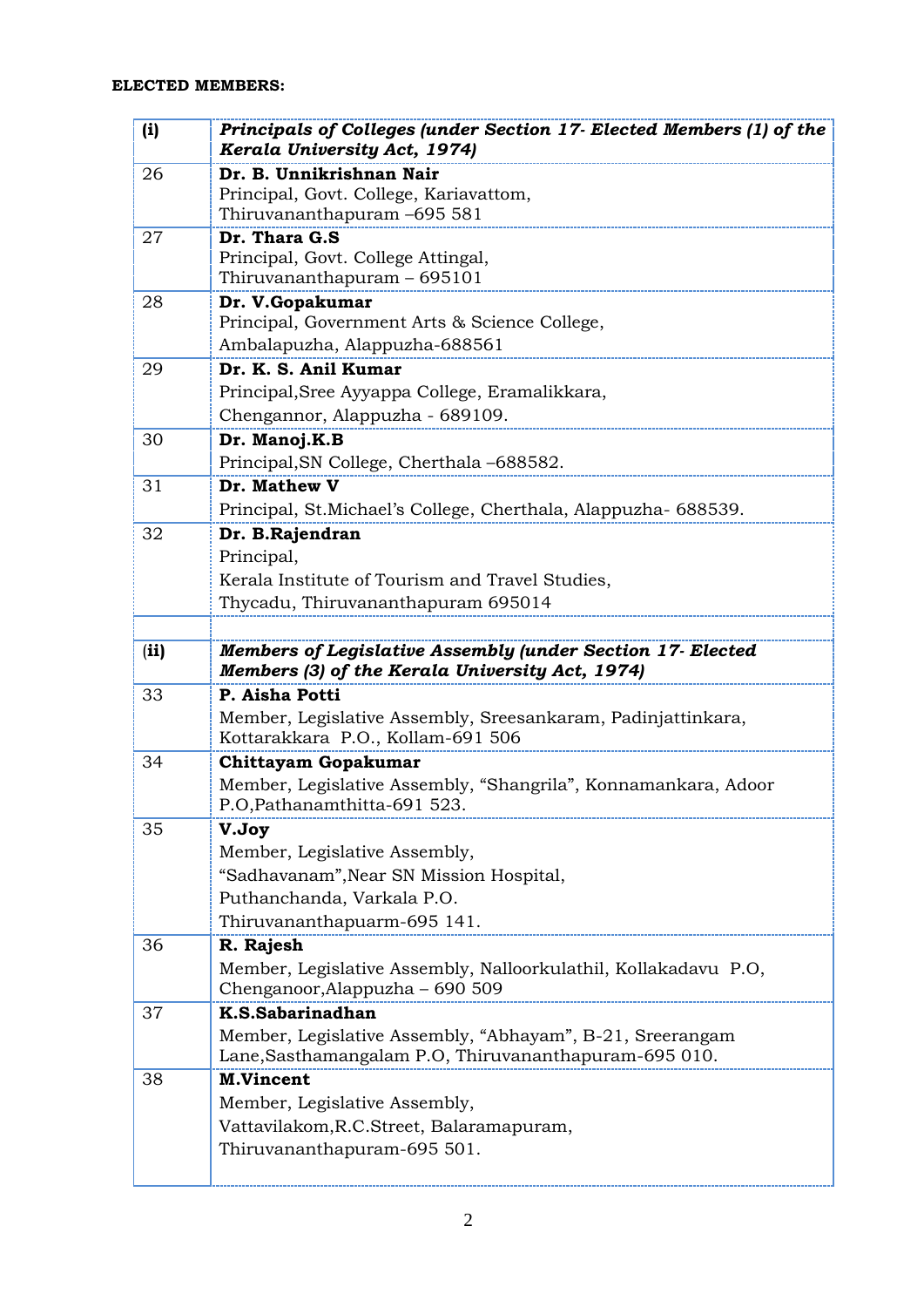**ELECTED MEMBERS:**

| (i) | ***Principals of Colleges (under Section 17- Elected Members (1) of the Kerala University Act, 1974)*** |
|---|---|
| 26 | **Dr. B. Unnikrishnan Nair**<br>Principal, Govt. College, Kariavattom,<br>Thiruvananthapuram –695 581 |
| 27 | **Dr. Thara G.S**<br>Principal, Govt. College Attingal,<br>Thiruvananthapuram – 695101 |
| 28 | **Dr. V.Gopakumar**<br>Principal, Government Arts & Science College,<br>Ambalapuzha, Alappuzha-688561 |
| 29 | **Dr. K. S. Anil Kumar**<br>Principal,Sree Ayyappa College, Eramalikkara,<br>Chengannor, Alappuzha - 689109. |
| 30 | **Dr. Manoj.K.B**<br>Principal,SN College, Cherthala –688582. |
| 31 | **Dr. Mathew V**<br>Principal, St.Michael's College, Cherthala, Alappuzha- 688539. |
| 32 | **Dr. B.Rajendran**<br>Principal,<br>Kerala Institute of Tourism and Travel Studies,<br>Thycadu, Thiruvananthapuram 695014 |
| | |
| (ii) | ***Members of Legislative Assembly (under Section 17- Elected Members (3) of the Kerala University Act, 1974)*** |
| 33 | **P. Aisha Potti**<br>Member, Legislative Assembly, Sreesankaram, Padinjattinkara, Kottarakkara P.O., Kollam-691 506 |
| 34 | **Chittayam Gopakumar**<br>Member, Legislative Assembly, "Shangrila", Konnamankara, Adoor P.O,Pathanamthitta-691 523. |
| 35 | **V.Joy**<br>Member, Legislative Assembly,<br>"Sadhavanam",Near SN Mission Hospital,<br>Puthanchanda, Varkala P.O.<br>Thiruvananthapuarm-695 141. |
| 36 | **R. Rajesh**<br>Member, Legislative Assembly, Nalloorkulathil, Kollakadavu P.O, Chenganoor,Alappuzha – 690 509 |
| 37 | **K.S.Sabarinadhan**<br>Member, Legislative Assembly, "Abhayam", B-21, Sreerangam Lane,Sasthamangalam P.O, Thiruvananthapuram-695 010. |
| 38 | **M.Vincent**<br>Member, Legislative Assembly,<br>Vattavilakom,R.C.Street, Balaramapuram,<br>Thiruvananthapuram-695 501. |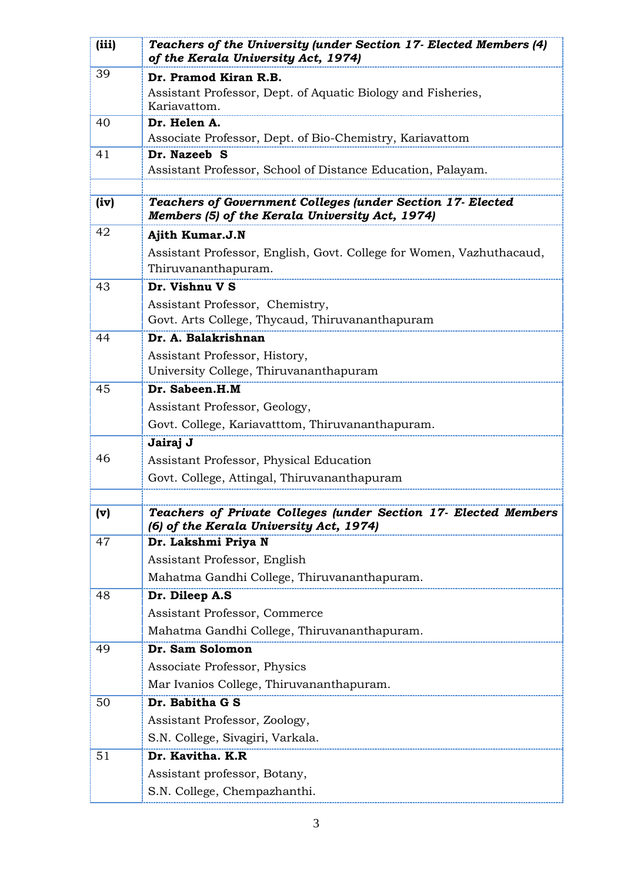| | |
|---|---|
| **(iii)** | ***Teachers of the University (under Section 17- Elected Members (4) of the Kerala University Act, 1974)*** |
| 39 | **Dr. Pramod Kiran R.B.**<br>Assistant Professor, Dept. of Aquatic Biology and Fisheries, Kariavattom. |
| 40 | **Dr. Helen A.**<br>Associate Professor, Dept. of Bio-Chemistry, Kariavattom |
| 41 | **Dr. Nazeeb S**<br>Assistant Professor, School of Distance Education, Palayam. |
| | |
| **(iv)** | ***Teachers of Government Colleges (under Section 17- Elected Members (5) of the Kerala University Act, 1974)*** |
| 42 | **Ajith Kumar.J.N**<br>Assistant Professor, English, Govt. College for Women, Vazhuthacaud, Thiruvananthapuram. |
| 43 | **Dr. Vishnu V S**<br>Assistant Professor, Chemistry,<br>Govt. Arts College, Thycaud, Thiruvananthapuram |
| 44 | **Dr. A. Balakrishnan**<br>Assistant Professor, History,<br>University College, Thiruvananthapuram |
| 45 | **Dr. Sabeen.H.M**<br>Assistant Professor, Geology,<br>Govt. College, Kariavatttom, Thiruvananthapuram. |
| 46 | **Jairaj J**<br>Assistant Professor, Physical Education<br>Govt. College, Attingal, Thiruvananthapuram |
| | |
| **(v)** | ***Teachers of Private Colleges (under Section 17- Elected Members (6) of the Kerala University Act, 1974)*** |
| 47 | **Dr. Lakshmi Priya N**<br>Assistant Professor, English<br>Mahatma Gandhi College, Thiruvananthapuram. |
| 48 | **Dr. Dileep A.S**<br>Assistant Professor, Commerce<br>Mahatma Gandhi College, Thiruvananthapuram. |
| 49 | **Dr. Sam Solomon**<br>Associate Professor, Physics<br>Mar Ivanios College, Thiruvananthapuram. |
| 50 | **Dr. Babitha G S**<br>Assistant Professor, Zoology,<br>S.N. College, Sivagiri, Varkala. |
| 51 | **Dr. Kavitha. K.R**<br>Assistant professor, Botany,<br>S.N. College, Chempazhanthi. |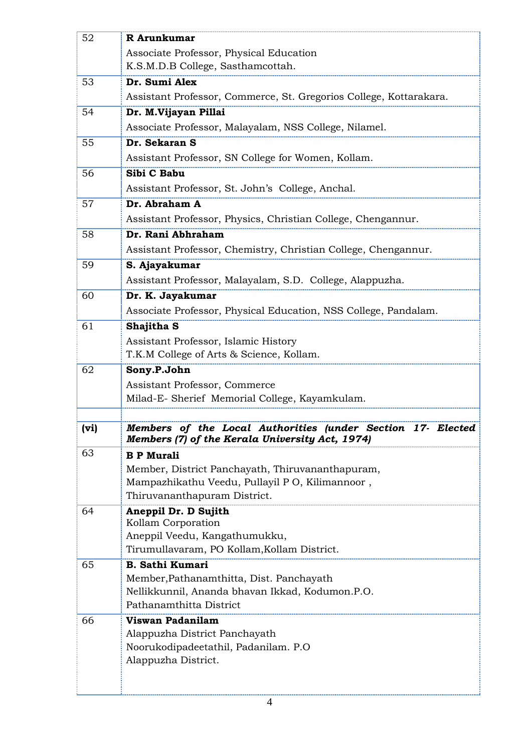| | |
|---|---|
| 52 | **R Arunkumar**<br>Associate Professor, Physical Education<br>K.S.M.D.B College, Sasthamcottah. |
| 53 | **Dr. Sumi Alex**<br>Assistant Professor, Commerce, St. Gregorios College, Kottarakara. |
| 54 | **Dr. M.Vijayan Pillai**<br>Associate Professor, Malayalam, NSS College, Nilamel. |
| 55 | **Dr. Sekaran S**<br>Assistant Professor, SN College for Women, Kollam. |
| 56 | **Sibi C Babu**<br>Assistant Professor, St. John's College, Anchal. |
| 57 | **Dr. Abraham A**<br>Assistant Professor, Physics, Christian College, Chengannur. |
| 58 | **Dr. Rani Abhraham**<br>Assistant Professor, Chemistry, Christian College, Chengannur. |
| 59 | **S. Ajayakumar**<br>Assistant Professor, Malayalam, S.D. College, Alappuzha. |
| 60 | **Dr. K. Jayakumar**<br>Associate Professor, Physical Education, NSS College, Pandalam. |
| 61 | **Shajitha S**<br>Assistant Professor, Islamic History<br>T.K.M College of Arts & Science, Kollam. |
| 62 | **Sony.P.John**<br>Assistant Professor, Commerce<br>Milad-E- Sherief Memorial College, Kayamkulam. |
| | |
| **(vi)** | ***Members of the Local Authorities (under Section 17- Elected Members (7) of the Kerala University Act, 1974)*** |
| 63 | **B P Murali**<br>Member, District Panchayath, Thiruvananthapuram,<br>Mampazhikathu Veedu, Pullayil P O, Kilimannoor ,<br>Thiruvananthapuram District. |
| 64 | **Aneppil Dr. D Sujith**<br>Kollam Corporation<br>Aneppil Veedu, Kangathumukku,<br>Tirumullavaram, PO Kollam,Kollam District. |
| 65 | **B. Sathi Kumari**<br>Member,Pathanamthitta, Dist. Panchayath<br>Nellikkunnil, Ananda bhavan Ikkad, Kodumon.P.O.<br>Pathanamthitta District |
| 66 | **Viswan Padanilam**<br>Alappuzha District Panchayath<br>Noorukodipadeetathil, Padanilam. P.O<br>Alappuzha District. |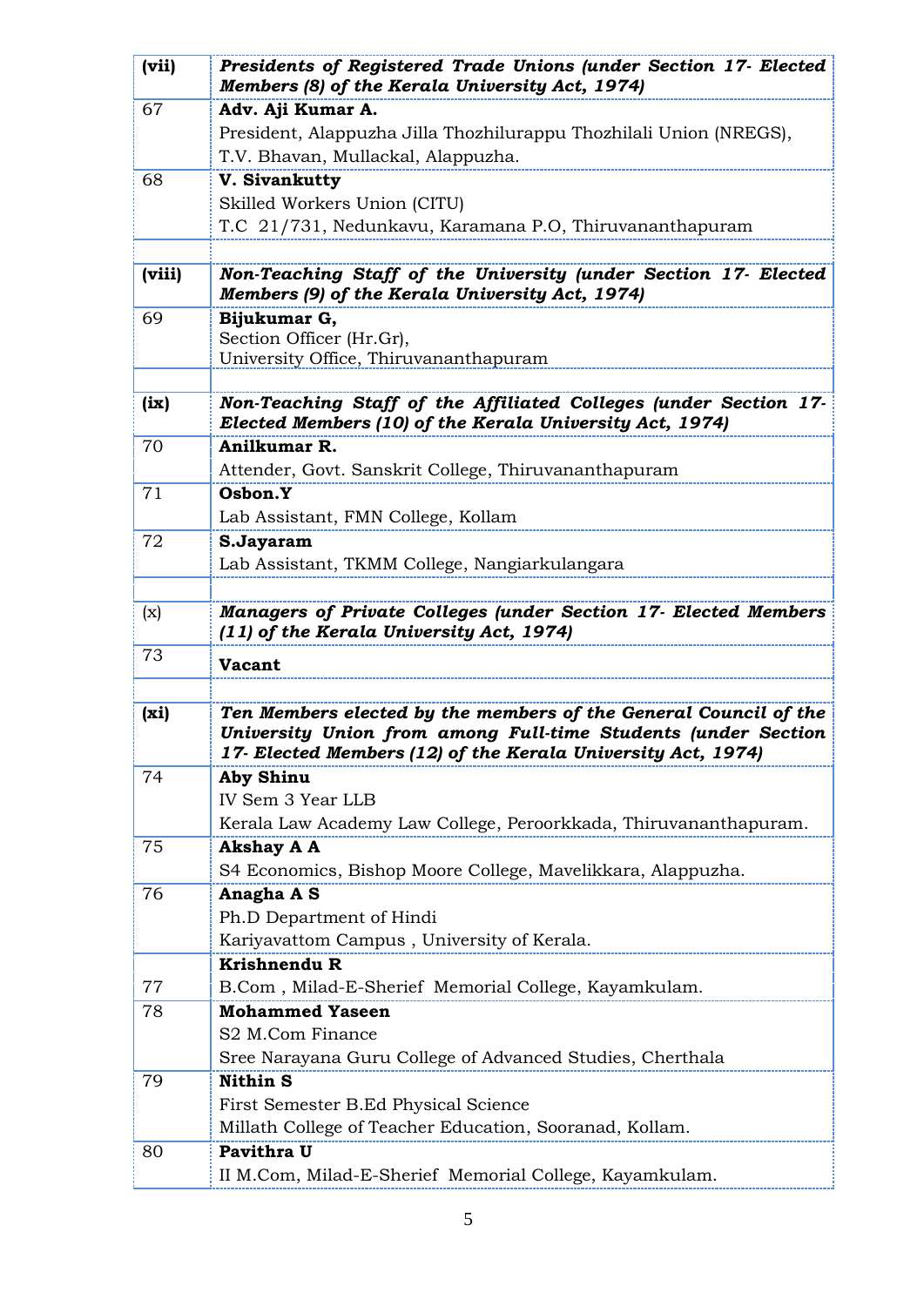| | |
|---|---|
| **(vii)** | ***Presidents of Registered Trade Unions (under Section 17- Elected Members (8) of the Kerala University Act, 1974)*** |
| 67 | **Adv. Aji Kumar A.**<br>President, Alappuzha Jilla Thozhilurappu Thozhilali Union (NREGS),<br>T.V. Bhavan, Mullackal, Alappuzha. |
| 68 | **V. Sivankutty**<br>Skilled Workers Union (CITU)<br>T.C 21/731, Nedunkavu, Karamana P.O, Thiruvananthapuram |
| | |
| **(viii)** | ***Non-Teaching Staff of the University (under Section 17- Elected Members (9) of the Kerala University Act, 1974)*** |
| 69 | **Bijukumar G,**<br>Section Officer (Hr.Gr),<br>University Office, Thiruvananthapuram |
| | |
| **(ix)** | ***Non-Teaching Staff of the Affiliated Colleges (under Section 17- Elected Members (10) of the Kerala University Act, 1974)*** |
| 70 | **Anilkumar R.**<br>Attender, Govt. Sanskrit College, Thiruvananthapuram |
| 71 | **Osbon.Y**<br>Lab Assistant, FMN College, Kollam |
| 72 | **S.Jayaram**<br>Lab Assistant, TKMM College, Nangiarkulangara |
| | |
| (x) | ***Managers of Private Colleges (under Section 17- Elected Members (11) of the Kerala University Act, 1974)*** |
| 73 | **Vacant** |
| | |
| **(xi)** | ***Ten Members elected by the members of the General Council of the University Union from among Full-time Students (under Section 17- Elected Members (12) of the Kerala University Act, 1974)*** |
| 74 | **Aby Shinu**<br>IV Sem 3 Year LLB<br>Kerala Law Academy Law College, Peroorkkada, Thiruvananthapuram. |
| 75 | **Akshay A A**<br>S4 Economics, Bishop Moore College, Mavelikkara, Alappuzha. |
| 76 | **Anagha A S**<br>Ph.D Department of Hindi<br>Kariyavattom Campus , University of Kerala. |
| 77 | **Krishnendu R**<br>B.Com , Milad-E-Sherief Memorial College, Kayamkulam. |
| 78 | **Mohammed Yaseen**<br>S2 M.Com Finance<br>Sree Narayana Guru College of Advanced Studies, Cherthala |
| 79 | **Nithin S**<br>First Semester B.Ed Physical Science<br>Millath College of Teacher Education, Sooranad, Kollam. |
| 80 | **Pavithra U**<br>II M.Com, Milad-E-Sherief Memorial College, Kayamkulam. |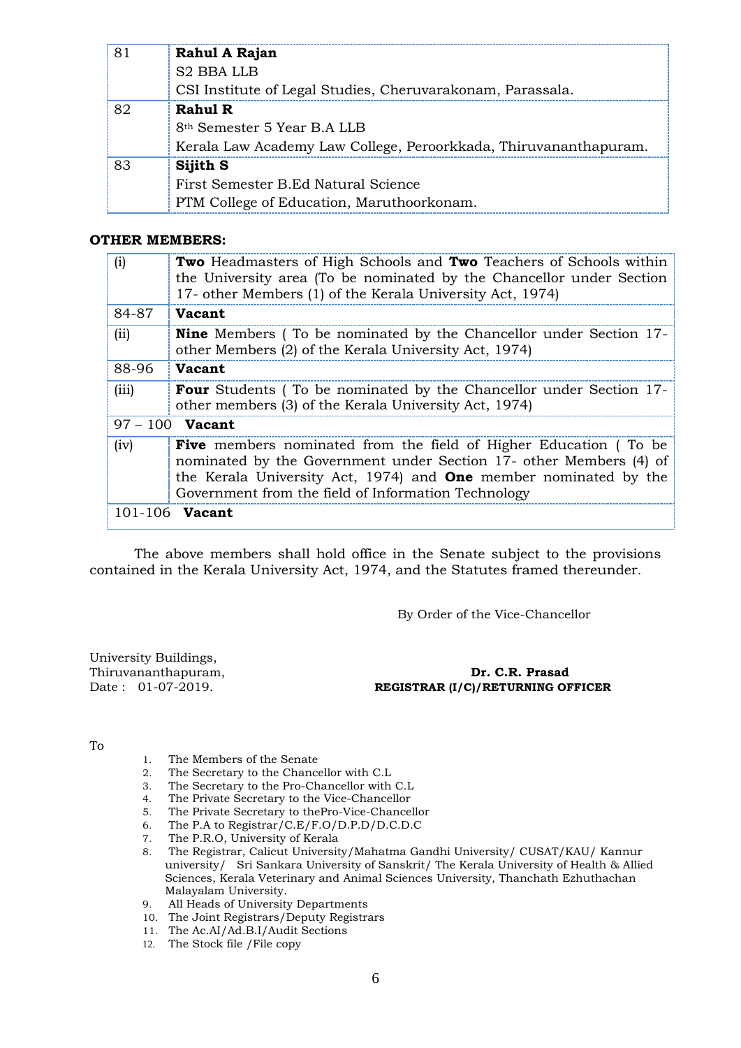| | |
|---|---|
| 81 | **Rahul A Rajan**<br>S2 BBA LLB<br>CSI Institute of Legal Studies, Cheruvarakonam, Parassala. |
| 82 | **Rahul R**<br>8th Semester 5 Year B.A LLB<br>Kerala Law Academy Law College, Peroorkkada, Thiruvananthapuram. |
| 83 | **Sijith S**<br>First Semester B.Ed Natural Science<br>PTM College of Education, Maruthoorkonam. |

**OTHER MEMBERS:**

| | |
|---|---|
| (i) | **Two** Headmasters of High Schools and **Two** Teachers of Schools within the University area (To be nominated by the Chancellor under Section 17- other Members (1) of the Kerala University Act, 1974) |
| 84-87 | **Vacant** |
| (ii) | **Nine** Members ( To be nominated by the Chancellor under Section 17- other Members (2) of the Kerala University Act, 1974) |
| 88-96 | **Vacant** |
| (iii) | **Four** Students ( To be nominated by the Chancellor under Section 17- other members (3) of the Kerala University Act, 1974) |
| 97 – 100 | **Vacant** |
| (iv) | **Five** members nominated from the field of Higher Education ( To be nominated by the Government under Section 17- other Members (4) of the Kerala University Act, 1974) and **One** member nominated by the Government from the field of Information Technology |
| 101-106 | **Vacant** |

The above members shall hold office in the Senate subject to the provisions contained in the Kerala University Act, 1974, and the Statutes framed thereunder.

By Order of the Vice-Chancellor

University Buildings,
Thiruvananthapuram,
Date : 01-07-2019.

**Dr. C.R. Prasad**
**REGISTRAR (I/C)/RETURNING OFFICER**

To

1. The Members of the Senate
2. The Secretary to the Chancellor with C.L
3. The Secretary to the Pro-Chancellor with C.L
4. The Private Secretary to the Vice-Chancellor
5. The Private Secretary to thePro-Vice-Chancellor
6. The P.A to Registrar/C.E/F.O/D.P.D/D.C.D.C
7. The P.R.O, University of Kerala
8. The Registrar, Calicut University/Mahatma Gandhi University/ CUSAT/KAU/ Kannur university/ Sri Sankara University of Sanskrit/ The Kerala University of Health & Allied Sciences, Kerala Veterinary and Animal Sciences University, Thanchath Ezhuthachan Malayalam University.
9. All Heads of University Departments
10. The Joint Registrars/Deputy Registrars
11. The Ac.AI/Ad.B.I/Audit Sections
12. The Stock file /File copy